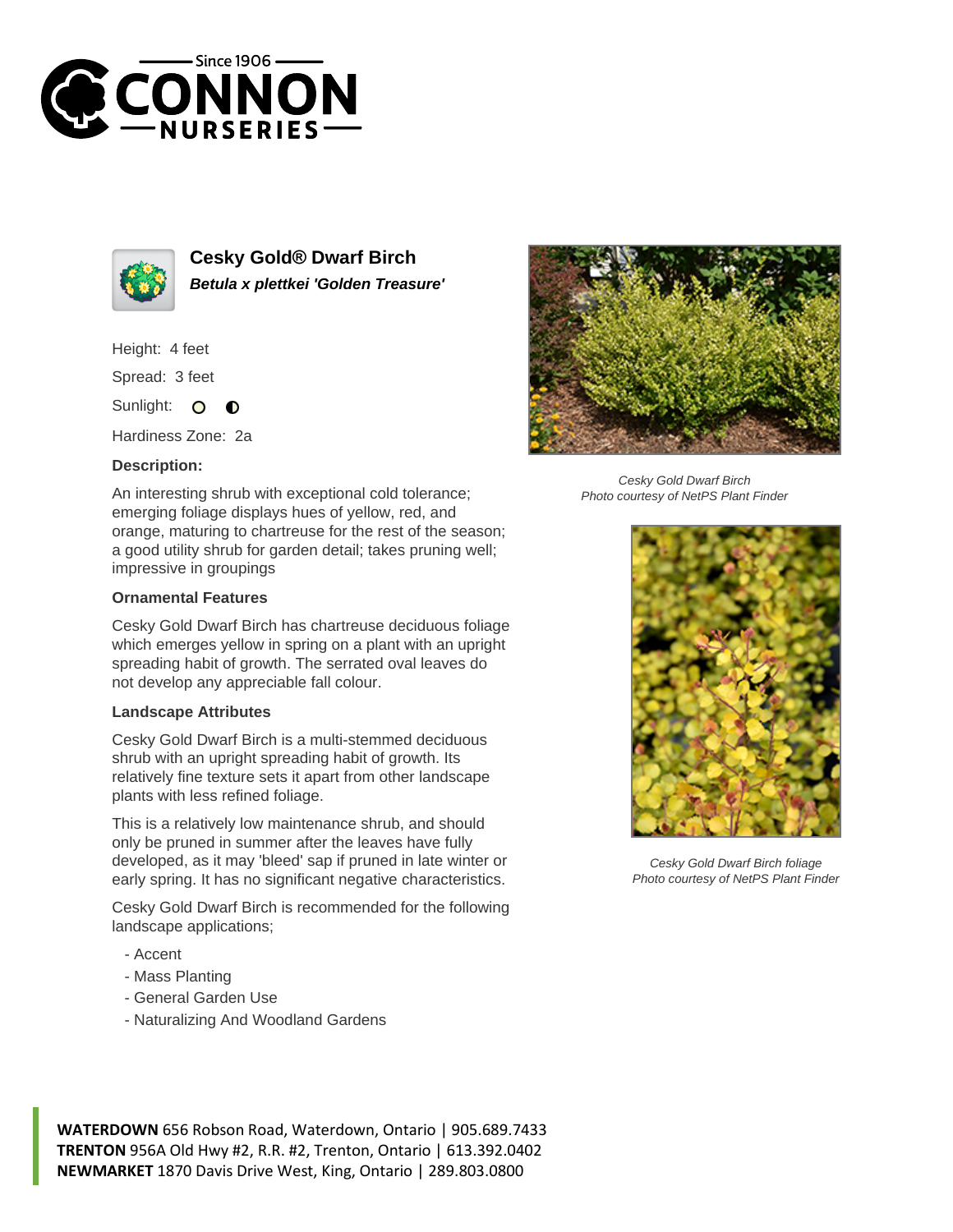# Cesky Gold® Dwarf Birch

***Betula x plettkei 'Golden Treasure'***

Height: 4 feet

Spread: 3 feet

Sunlight:

Hardiness Zone: 2a

### Description:

An interesting shrub with exceptional cold tolerance; emerging foliage displays hues of yellow, red, and orange, maturing to chartreuse for the rest of the season; a good utility shrub for garden detail; takes pruning well; impressive in groupings

### Ornamental Features

Cesky Gold Dwarf Birch has chartreuse deciduous foliage which emerges yellow in spring on a plant with an upright spreading habit of growth. The serrated oval leaves do not develop any appreciable fall colour.

### Landscape Attributes

Cesky Gold Dwarf Birch is a multi-stemmed deciduous shrub with an upright spreading habit of growth. Its relatively fine texture sets it apart from other landscape plants with less refined foliage.

This is a relatively low maintenance shrub, and should only be pruned in summer after the leaves have fully developed, as it may 'bleed' sap if pruned in late winter or early spring. It has no significant negative characteristics.

Cesky Gold Dwarf Birch is recommended for the following landscape applications;

- Accent
- Mass Planting
- General Garden Use
- Naturalizing And Woodland Gardens

*Cesky Gold Dwarf Birch*
*Photo courtesy of NetPS Plant Finder*

*Cesky Gold Dwarf Birch foliage*
*Photo courtesy of NetPS Plant Finder*

**WATERDOWN** 656 Robson Road, Waterdown, Ontario | 905.689.7433
**TRENTON** 956A Old Hwy #2, R.R. #2, Trenton, Ontario | 613.392.0402
**NEWMARKET** 1870 Davis Drive West, King, Ontario | 289.803.0800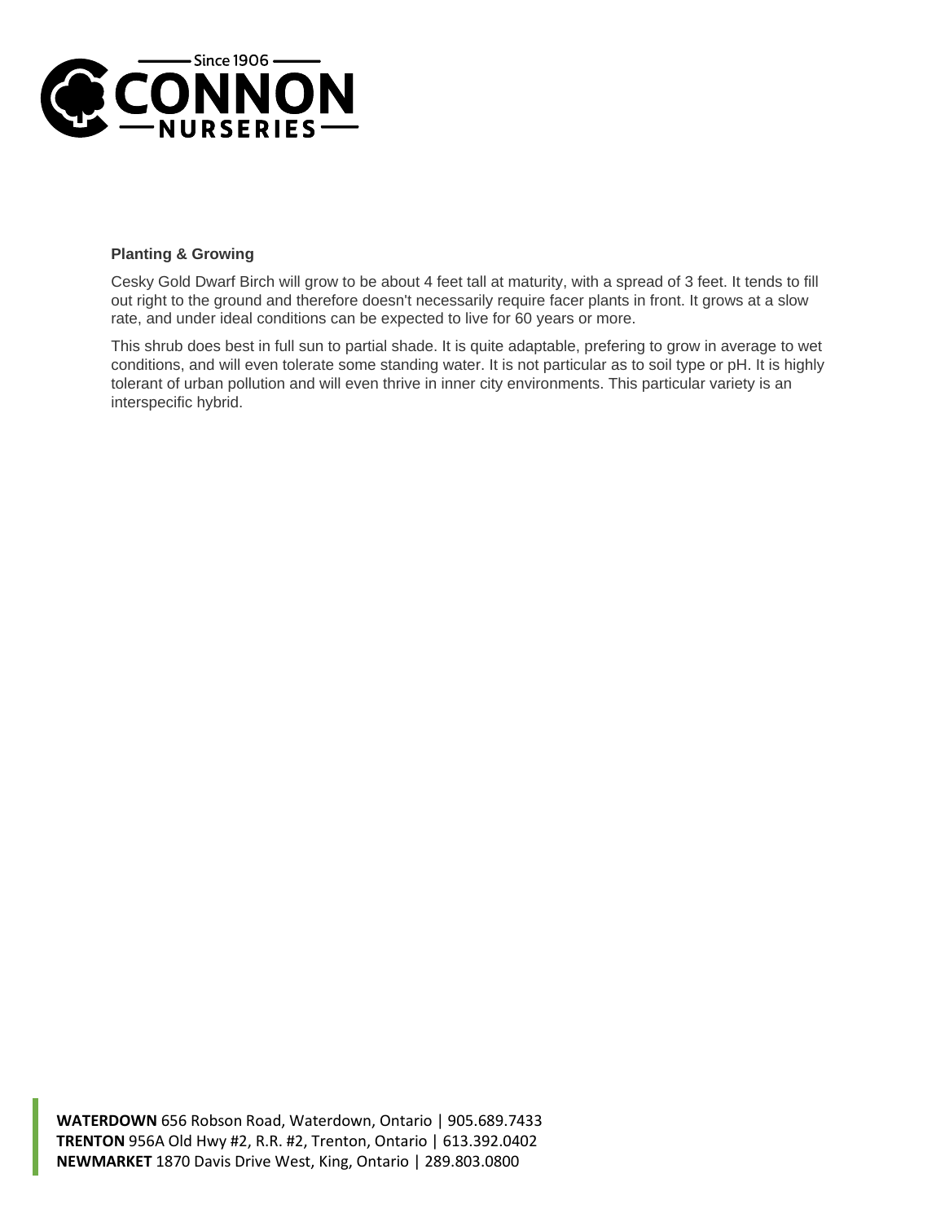### Planting & Growing

Cesky Gold Dwarf Birch will grow to be about 4 feet tall at maturity, with a spread of 3 feet. It tends to fill out right to the ground and therefore doesn't necessarily require facer plants in front. It grows at a slow rate, and under ideal conditions can be expected to live for 60 years or more.

This shrub does best in full sun to partial shade. It is quite adaptable, prefering to grow in average to wet conditions, and will even tolerate some standing water. It is not particular as to soil type or pH. It is highly tolerant of urban pollution and will even thrive in inner city environments. This particular variety is an interspecific hybrid.